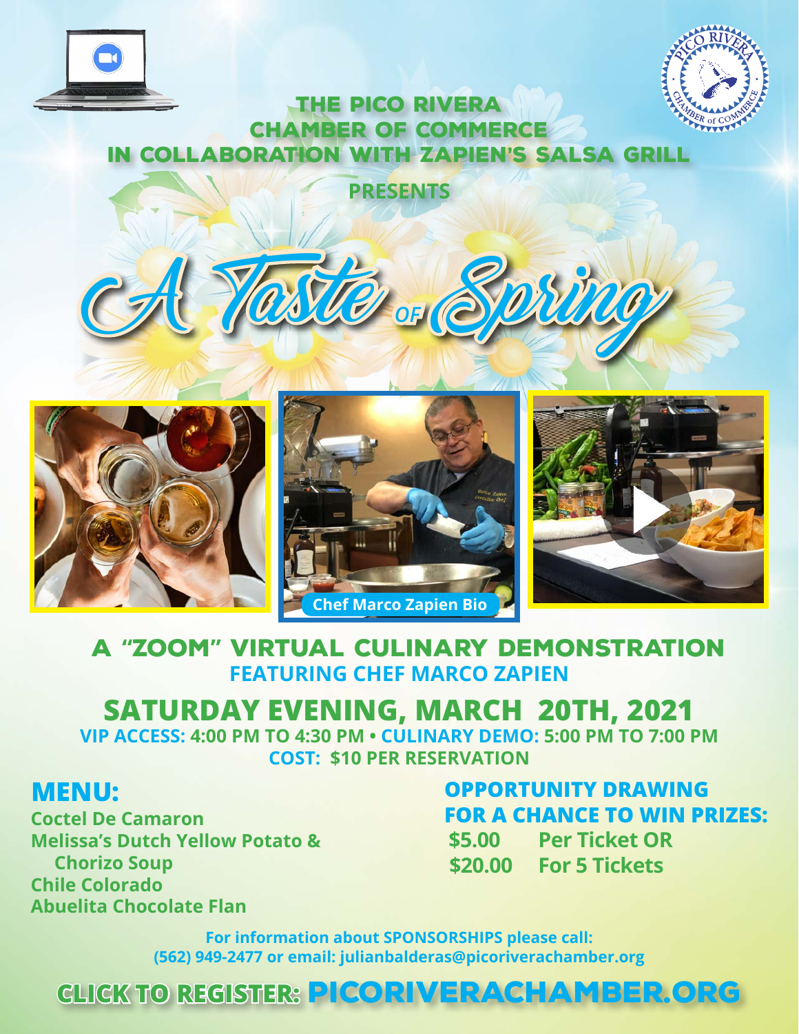THE PICO RIVERA CHAMBER OF COMMERCE IN COLLABORATION WITH ZAPIEN'S SALSA GRILL

PRESENTS

# A Taste of Spring

Chef Marco Zapien Bio

## A "ZOOM" VIRTUAL CULINARY DEMONSTRATION

**FEATURING CHEF MARCO ZAPIEN**

## SATURDAY EVENING, MARCH 20TH, 2021

**VIP ACCESS: 4:00 PM TO 4:30 PM • CULINARY DEMO: 5:00 PM TO 7:00 PM**

**COST: $10 PER RESERVATION**

## MENU:

**Coctel De Camaron**
**Melissa's Dutch Yellow Potato & Chorizo Soup**
**Chile Colorado**
**Abuelita Chocolate Flan**

## OPPORTUNITY DRAWING FOR A CHANCE TO WIN PRIZES:

**$5.00 Per Ticket OR**
**$20.00 For 5 Tickets**

For information about SPONSORSHIPS please call: (562) 949-2477 or email: julianbalderas@picoriverachamber.org

## CLICK TO REGISTER: PICORIVERACHAMBER.ORG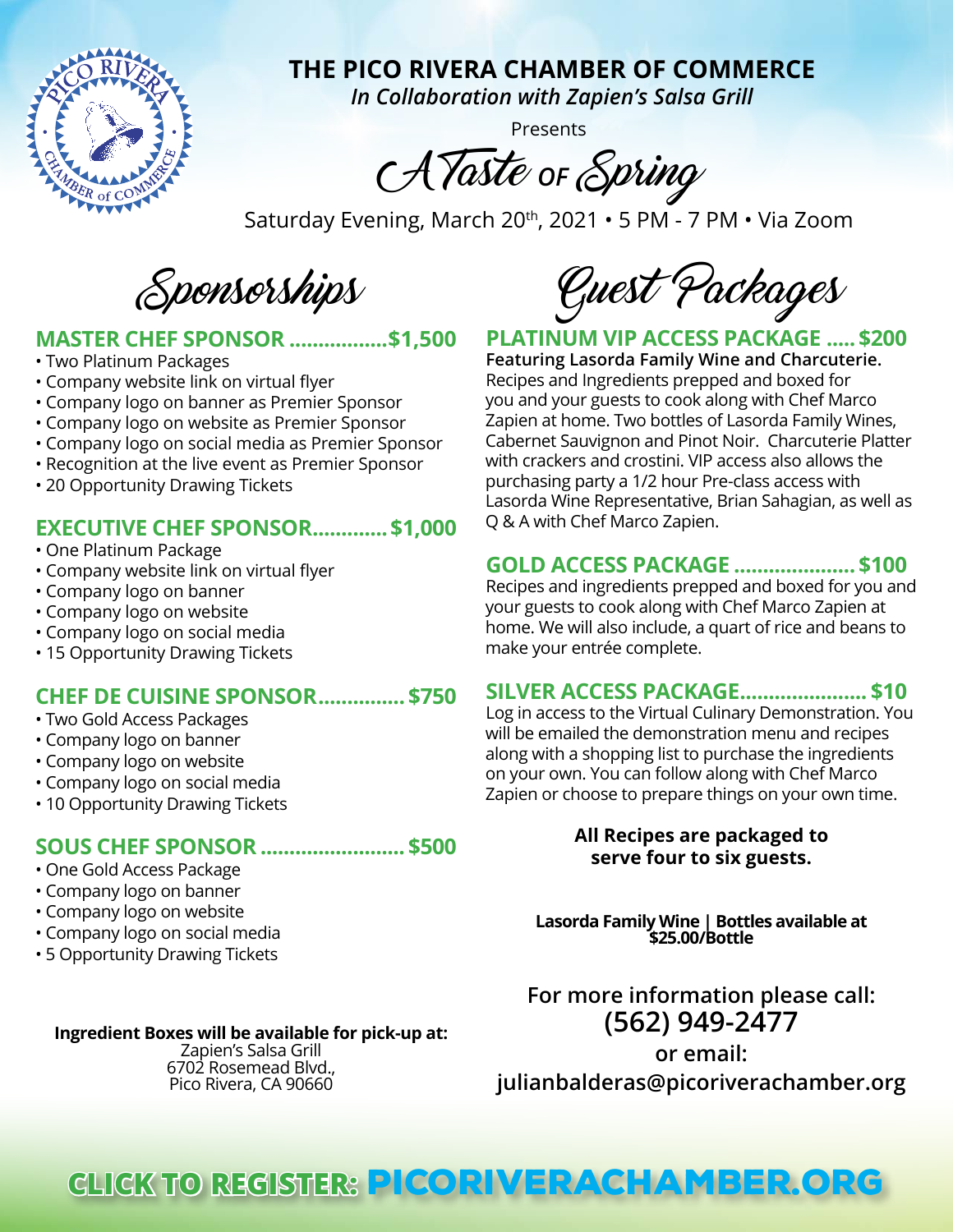# THE PICO RIVERA CHAMBER OF COMMERCE

*In Collaboration with Zapien's Salsa Grill*

Presents

## A Taste of Spring

Saturday Evening, March 20th, 2021 • 5 PM - 7 PM • Via Zoom

## Sponsorships

### MASTER CHEF SPONSOR .................$1,500

- Two Platinum Packages
- Company website link on virtual flyer
- Company logo on banner as Premier Sponsor
- Company logo on website as Premier Sponsor
- Company logo on social media as Premier Sponsor
- Recognition at the live event as Premier Sponsor
- 20 Opportunity Drawing Tickets

### EXECUTIVE CHEF SPONSOR............. $1,000

- One Platinum Package
- Company website link on virtual flyer
- Company logo on banner
- Company logo on website
- Company logo on social media
- 15 Opportunity Drawing Tickets

### CHEF DE CUISINE SPONSOR............... $750

- Two Gold Access Packages
- Company logo on banner
- Company logo on website
- Company logo on social media
- 10 Opportunity Drawing Tickets

### SOUS CHEF SPONSOR .......................... $500

- One Gold Access Package
- Company logo on banner
- Company logo on website
- Company logo on social media
- 5 Opportunity Drawing Tickets

**Ingredient Boxes will be available for pick-up at:**
Zapien's Salsa Grill
6702 Rosemead Blvd.,
Pico Rivera, CA 90660

## Guest Packages

### PLATINUM VIP ACCESS PACKAGE ..... $200

**Featuring Lasorda Family Wine and Charcuterie.**
Recipes and Ingredients prepped and boxed for you and your guests to cook along with Chef Marco Zapien at home. Two bottles of Lasorda Family Wines, Cabernet Sauvignon and Pinot Noir. Charcuterie Platter with crackers and crostini. VIP access also allows the purchasing party a 1/2 hour Pre-class access with Lasorda Wine Representative, Brian Sahagian, as well as Q & A with Chef Marco Zapien.

### GOLD ACCESS PACKAGE ..................... $100

Recipes and ingredients prepped and boxed for you and your guests to cook along with Chef Marco Zapien at home. We will also include, a quart of rice and beans to make your entrée complete.

### SILVER ACCESS PACKAGE...................... $10

Log in access to the Virtual Culinary Demonstration. You will be emailed the demonstration menu and recipes along with a shopping list to purchase the ingredients on your own. You can follow along with Chef Marco Zapien or choose to prepare things on your own time.

**All Recipes are packaged to serve four to six guests.**

**Lasorda Family Wine | Bottles available at $25.00/Bottle**

**For more information please call:**
**(562) 949-2477**
**or email:**
**julianbalderas@picoriverachamber.org**

**CLICK TO REGISTER: PICORIVERACHAMBER.ORG**